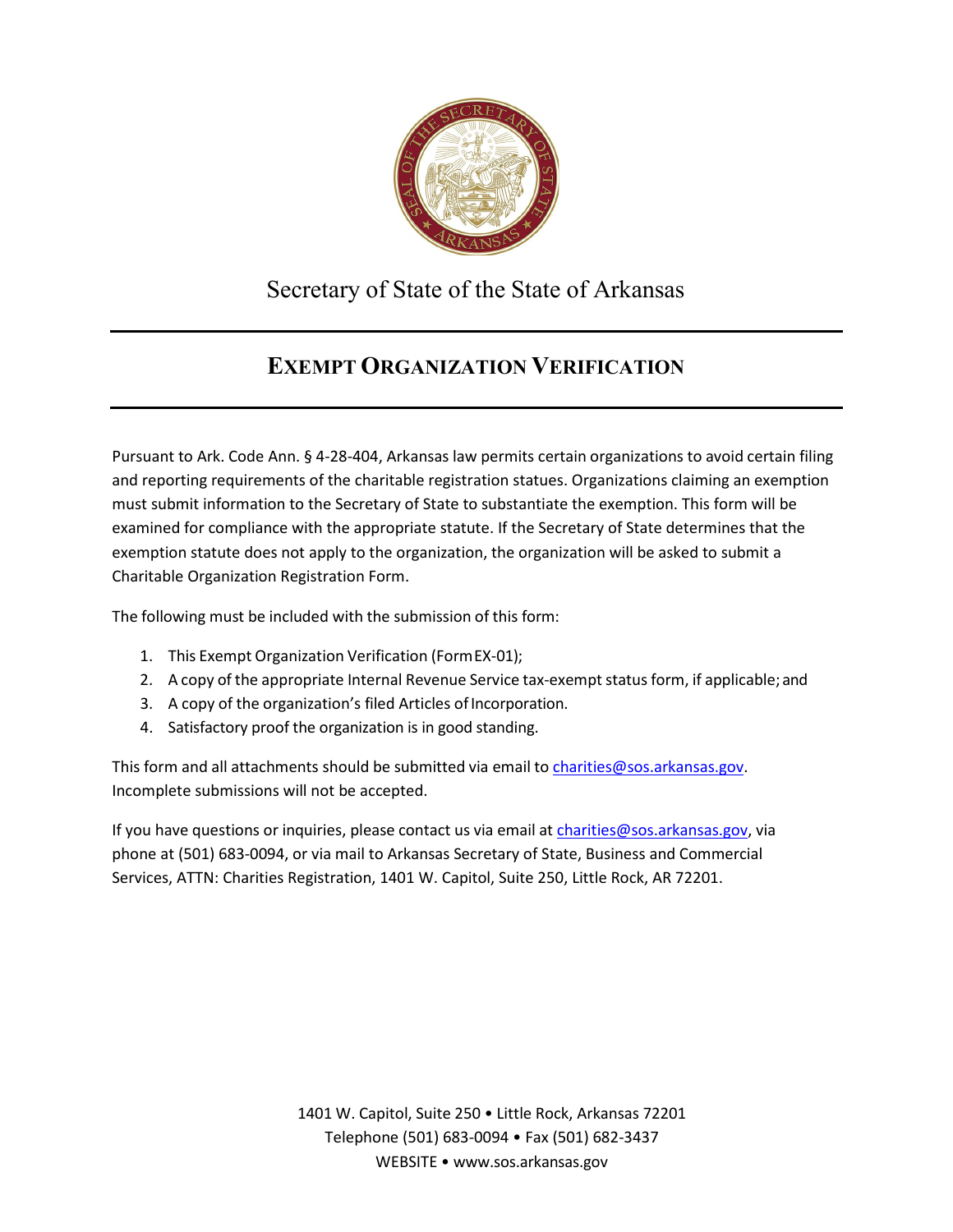Secretary of State of the State of Arkansas

# EXEMPT ORGANIZATION VERIFICATION

Pursuant to Ark. Code Ann. § 4-28-404, Arkansas law permits certain organizations to avoid certain filing and reporting requirements of the charitable registration statues. Organizations claiming an exemption must submit information to the Secretary of State to substantiate the exemption. This form will be examined for compliance with the appropriate statute. If the Secretary of State determines that the exemption statute does not apply to the organization, the organization will be asked to submit a Charitable Organization Registration Form.

The following must be included with the submission of this form:

1. This Exempt Organization Verification (Form EX-01);
2. A copy of the appropriate Internal Revenue Service tax-exempt status form, if applicable; and
3. A copy of the organization's filed Articles of Incorporation.
4. Satisfactory proof the organization is in good standing.

This form and all attachments should be submitted via email to charities@sos.arkansas.gov. Incomplete submissions will not be accepted.

If you have questions or inquiries, please contact us via email at charities@sos.arkansas.gov, via phone at (501) 683-0094, or via mail to Arkansas Secretary of State, Business and Commercial Services, ATTN: Charities Registration, 1401 W. Capitol, Suite 250, Little Rock, AR 72201.

1401 W. Capitol, Suite 250 • Little Rock, Arkansas 72201
Telephone (501) 683-0094 • Fax (501) 682-3437
WEBSITE • www.sos.arkansas.gov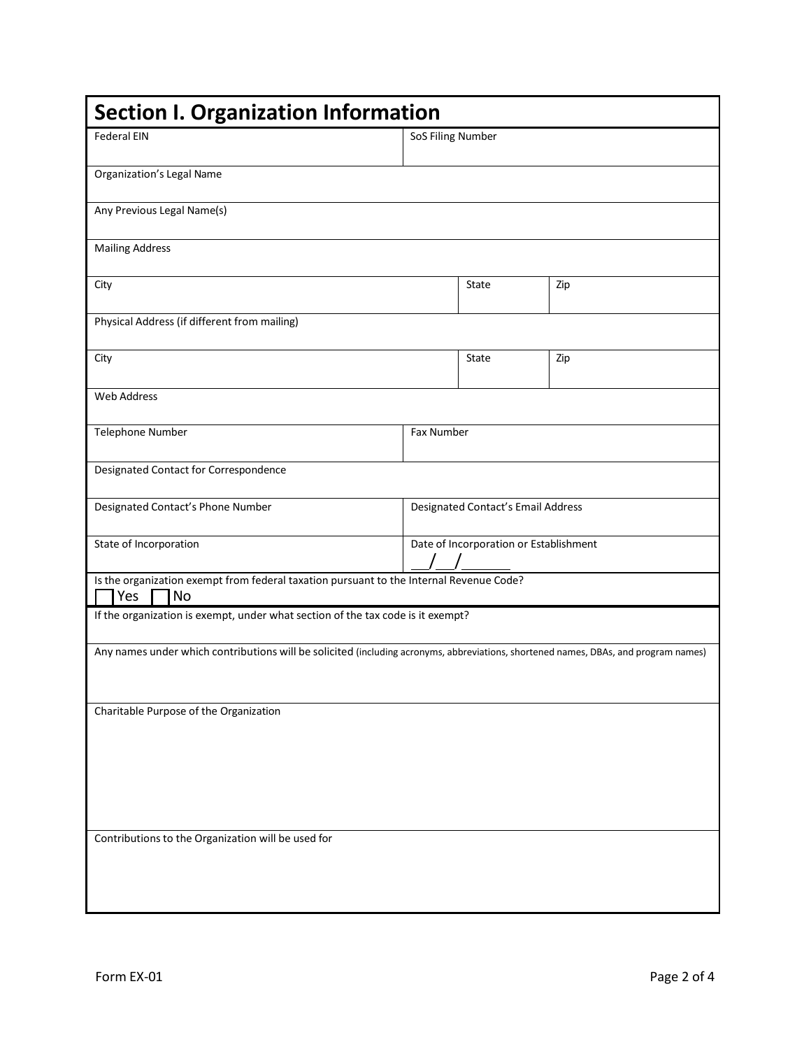## Section I. Organization Information

| Federal EIN | SoS Filing Number |
|---|---|
| | |

Organization's Legal Name

Any Previous Legal Name(s)

Mailing Address

| City | State | Zip |
|---|---|---|
| | | |

Physical Address (if different from mailing)

| City | State | Zip |
|---|---|---|
| | | |

Web Address

| Telephone Number | Fax Number |
|---|---|
| | |

Designated Contact for Correspondence

| Designated Contact's Phone Number | Designated Contact's Email Address |
|---|---|
| | |

| State of Incorporation | Date of Incorporation or Establishment |
|---|---|
| | \_\_/\_\_/\_\_\_\_\_\_ |

Is the organization exempt from federal taxation pursuant to the Internal Revenue Code?

☐ Yes ☐ No

If the organization is exempt, under what section of the tax code is it exempt?

Any names under which contributions will be solicited (including acronyms, abbreviations, shortened names, DBAs, and program names)

Charitable Purpose of the Organization

Contributions to the Organization will be used for

Form EX-01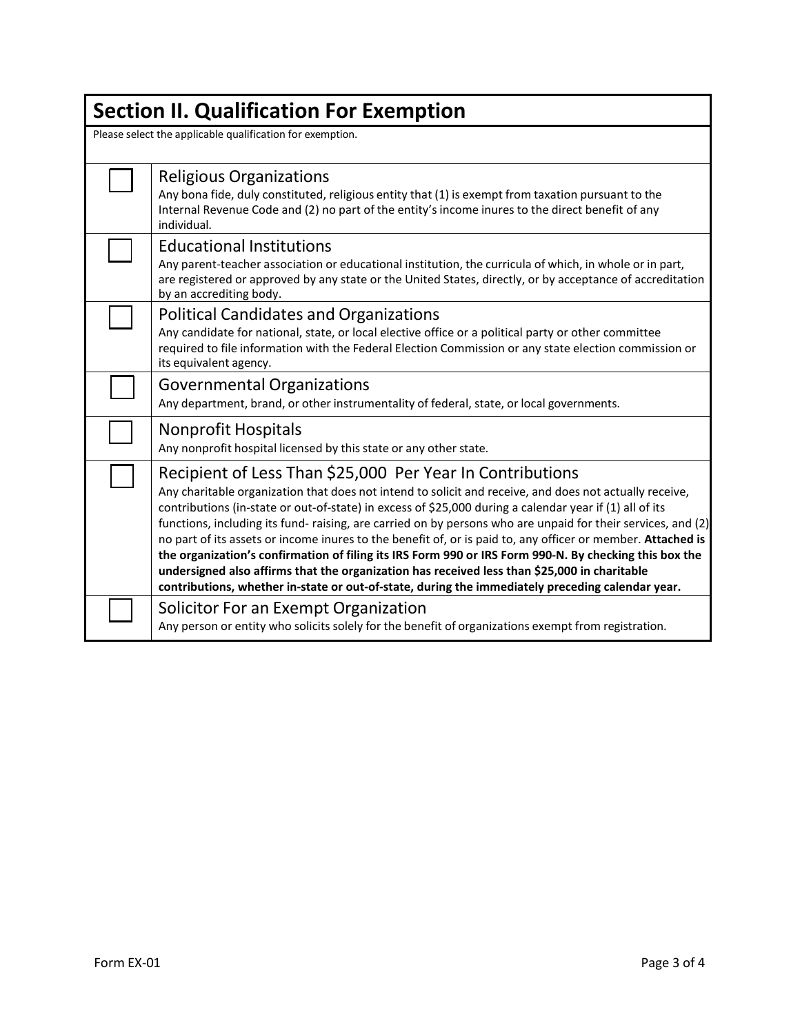## Section II. Qualification For Exemption

Please select the applicable qualification for exemption.

| | |
|---|---|
| ☐ | **Religious Organizations**<br>Any bona fide, duly constituted, religious entity that (1) is exempt from taxation pursuant to the Internal Revenue Code and (2) no part of the entity's income inures to the direct benefit of any individual. |
| ☐ | **Educational Institutions**<br>Any parent-teacher association or educational institution, the curricula of which, in whole or in part, are registered or approved by any state or the United States, directly, or by acceptance of accreditation by an accrediting body. |
| ☐ | **Political Candidates and Organizations**<br>Any candidate for national, state, or local elective office or a political party or other committee required to file information with the Federal Election Commission or any state election commission or its equivalent agency. |
| ☐ | **Governmental Organizations**<br>Any department, brand, or other instrumentality of federal, state, or local governments. |
| ☐ | **Nonprofit Hospitals**<br>Any nonprofit hospital licensed by this state or any other state. |
| ☐ | **Recipient of Less Than $25,000 Per Year In Contributions**<br>Any charitable organization that does not intend to solicit and receive, and does not actually receive, contributions (in-state or out-of-state) in excess of $25,000 during a calendar year if (1) all of its functions, including its fund- raising, are carried on by persons who are unpaid for their services, and (2) no part of its assets or income inures to the benefit of, or is paid to, any officer or member. **Attached is the organization's confirmation of filing its IRS Form 990 or IRS Form 990-N. By checking this box the undersigned also affirms that the organization has received less than $25,000 in charitable contributions, whether in-state or out-of-state, during the immediately preceding calendar year.** |
| ☐ | **Solicitor For an Exempt Organization**<br>Any person or entity who solicits solely for the benefit of organizations exempt from registration. |

Form EX-01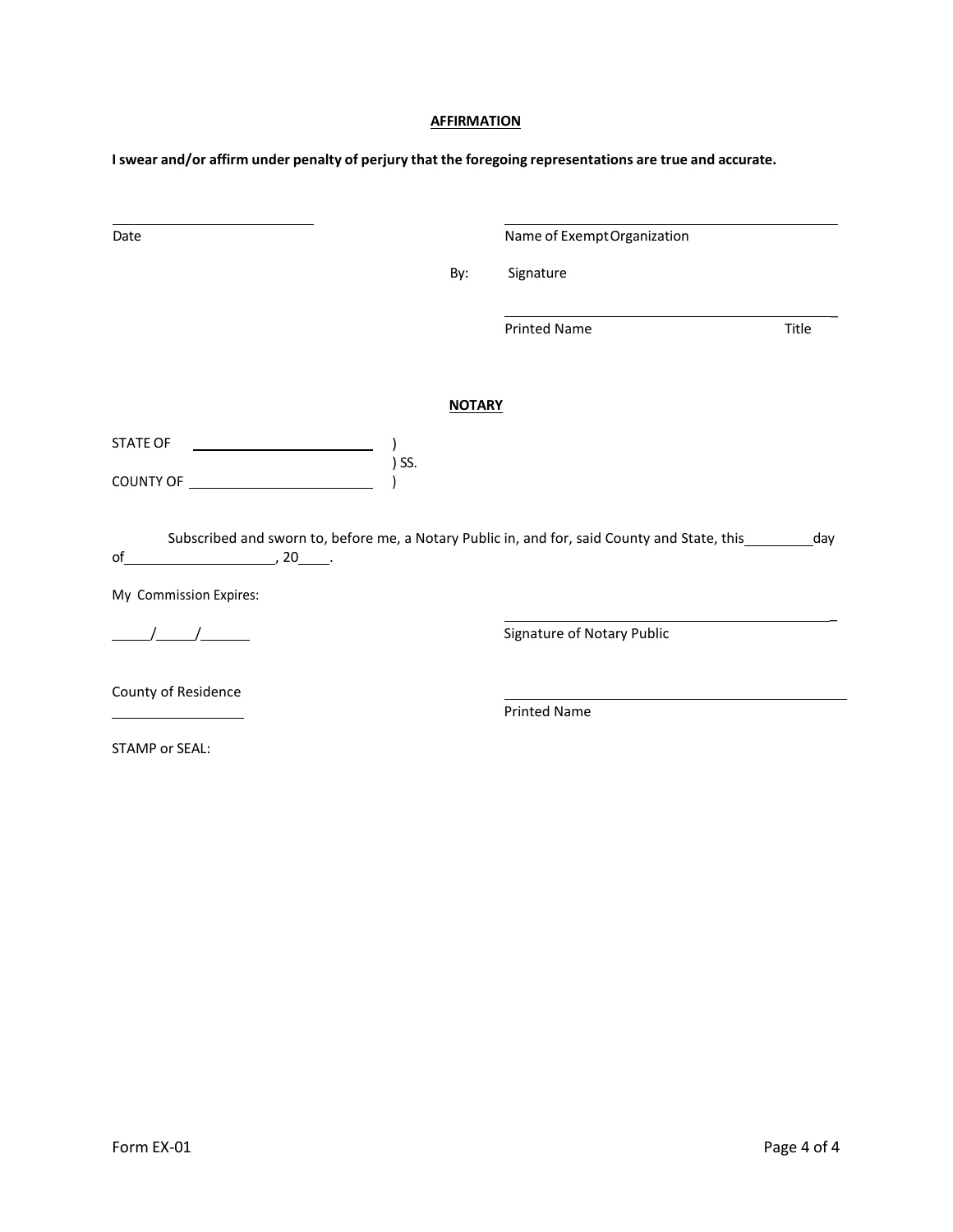## AFFIRMATION

**I swear and/or affirm under penalty of perjury that the foregoing representations are true and accurate.**

_______________________
Date

_______________________________
Name of Exempt Organization

By: Signature

_______________________________
Printed Name Title

## NOTARY

STATE OF _______________ )
) SS.
COUNTY OF _______________ )

Subscribed and sworn to, before me, a Notary Public in, and for, said County and State, this _______ day of _______________, 20____.

My Commission Expires:

_____/_____/______

_______________________________
Signature of Notary Public

County of Residence
_______________

_______________________________
Printed Name

STAMP or SEAL:

Form EX-01